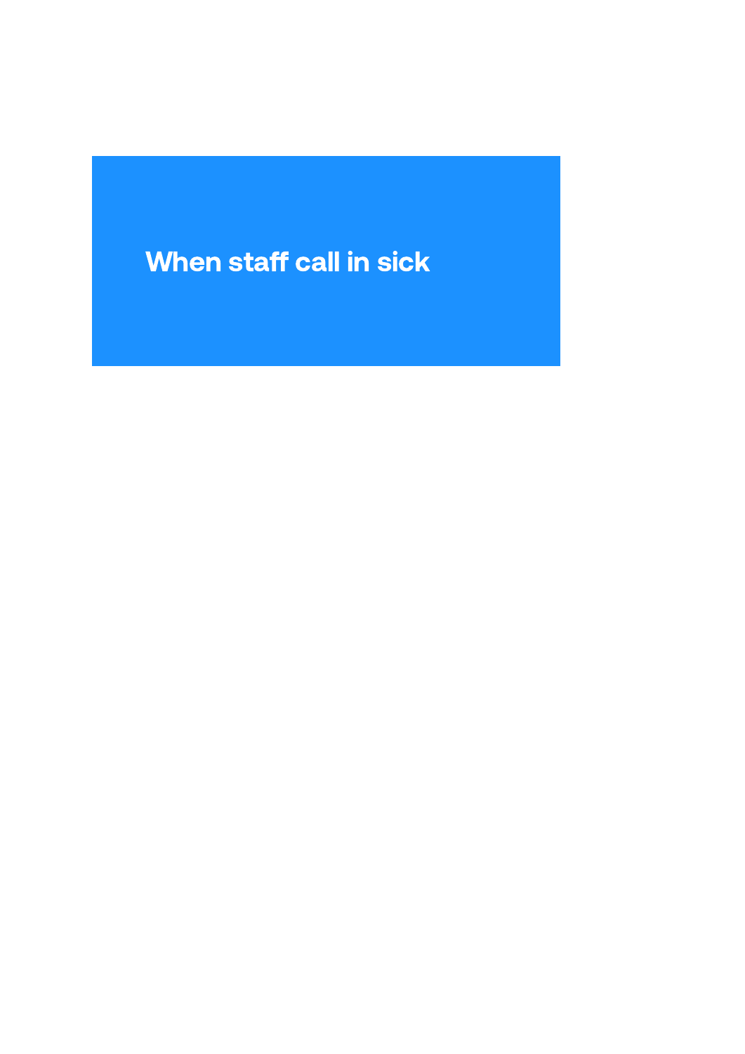# When staff call in sick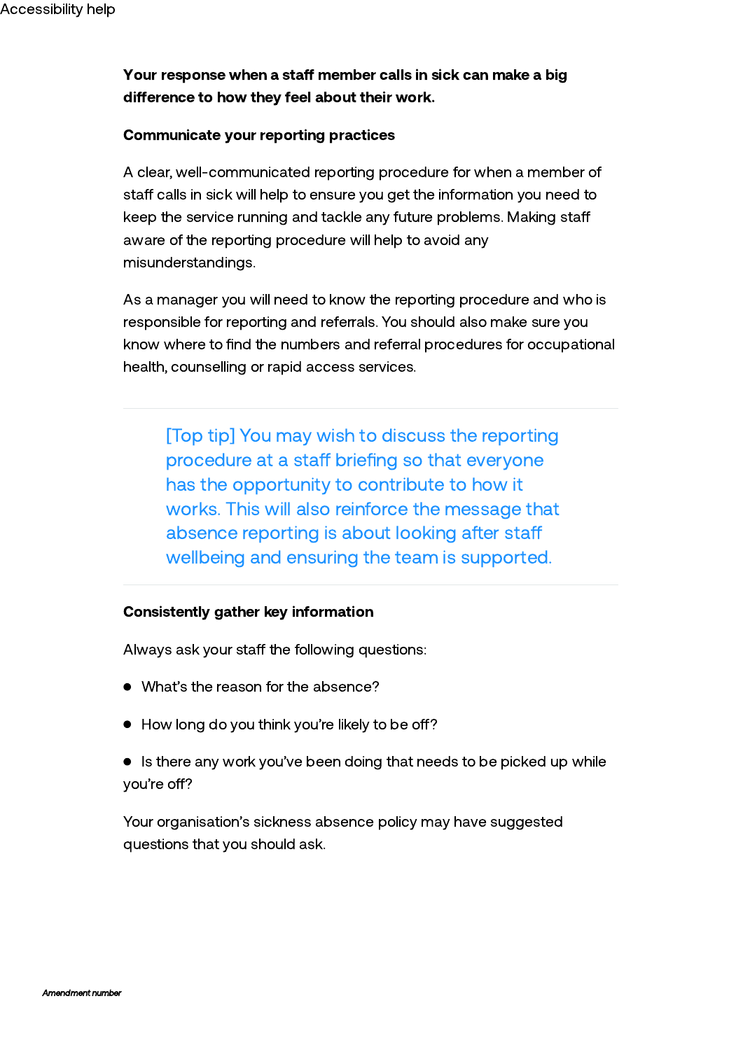**Your response when a staff member calls in sick can make a big difference to how they feel about their work.**

**Communicate your reporting practices**

A clear, well-communicated reporting procedure for when a member of staff calls in sick will help to ensure you get the information you need to keep the service running and tackle any future problems. Making staff aware of the reporting procedure will help to avoid any misunderstandings.

As a manager you will need to know the reporting procedure and who is responsible for reporting and referrals. You should also make sure you know where to find the numbers and referral procedures for occupational health, counselling or rapid access services.

> [Top tip] You may wish to discuss the reporting procedure at a staff briefing so that everyone has the opportunity to contribute to how it works. This will also reinforce the message that absence reporting is about looking after staff wellbeing and ensuring the team is supported.

**Consistently gather key information**

Always ask your staff the following questions:

- What's the reason for the absence?
- How long do you think you're likely to be off?
- Is there any work you've been doing that needs to be picked up while you're off?

Your organisation's sickness absence policy may have suggested questions that you should ask.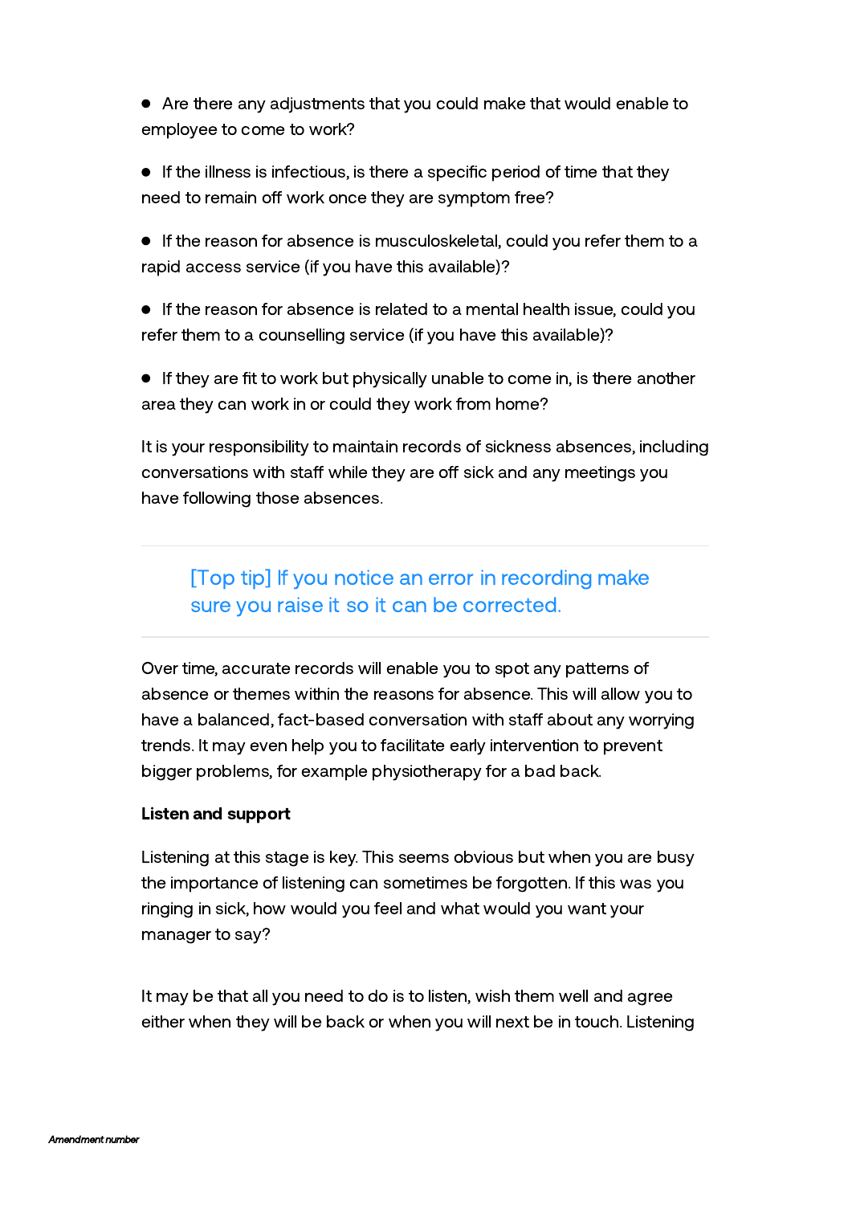- Are there any adjustments that you could make that would enable to employee to come to work?

- If the illness is infectious, is there a specific period of time that they need to remain off work once they are symptom free?

- If the reason for absence is musculoskeletal, could you refer them to a rapid access service (if you have this available)?

- If the reason for absence is related to a mental health issue, could you refer them to a counselling service (if you have this available)?

- If they are fit to work but physically unable to come in, is there another area they can work in or could they work from home?

It is your responsibility to maintain records of sickness absences, including conversations with staff while they are off sick and any meetings you have following those absences.

> [Top tip] If you notice an error in recording make sure you raise it so it can be corrected.

Over time, accurate records will enable you to spot any patterns of absence or themes within the reasons for absence. This will allow you to have a balanced, fact-based conversation with staff about any worrying trends. It may even help you to facilitate early intervention to prevent bigger problems, for example physiotherapy for a bad back.

**Listen and support**

Listening at this stage is key. This seems obvious but when you are busy the importance of listening can sometimes be forgotten. If this was you ringing in sick, how would you feel and what would you want your manager to say?

It may be that all you need to do is to listen, wish them well and agree either when they will be back or when you will next be in touch. Listening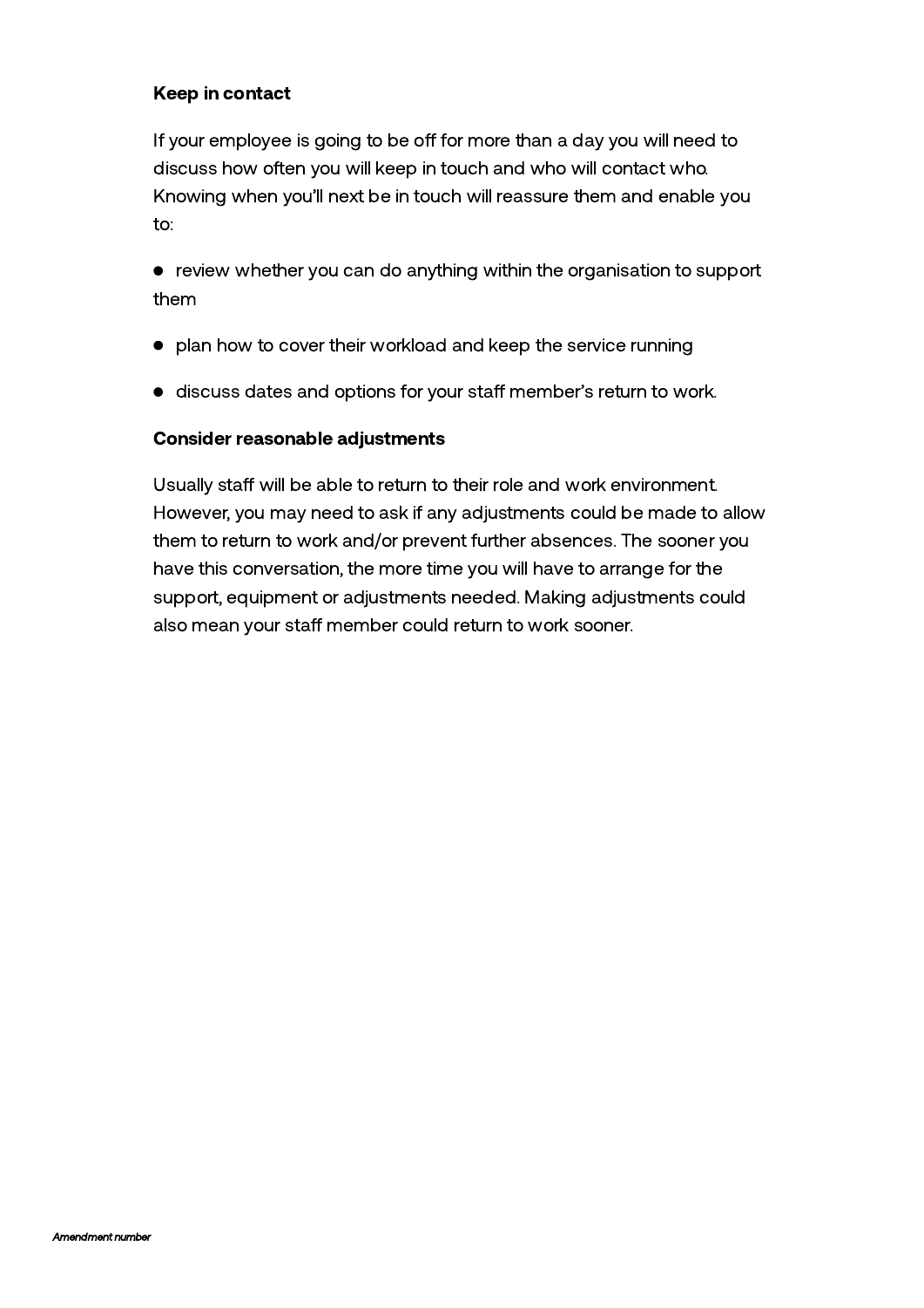**Keep in contact**

If your employee is going to be off for more than a day you will need to discuss how often you will keep in touch and who will contact who. Knowing when you'll next be in touch will reassure them and enable you to:

- review whether you can do anything within the organisation to support them
- plan how to cover their workload and keep the service running
- discuss dates and options for your staff member's return to work.

**Consider reasonable adjustments**

Usually staff will be able to return to their role and work environment. However, you may need to ask if any adjustments could be made to allow them to return to work and/or prevent further absences. The sooner you have this conversation, the more time you will have to arrange for the support, equipment or adjustments needed. Making adjustments could also mean your staff member could return to work sooner.